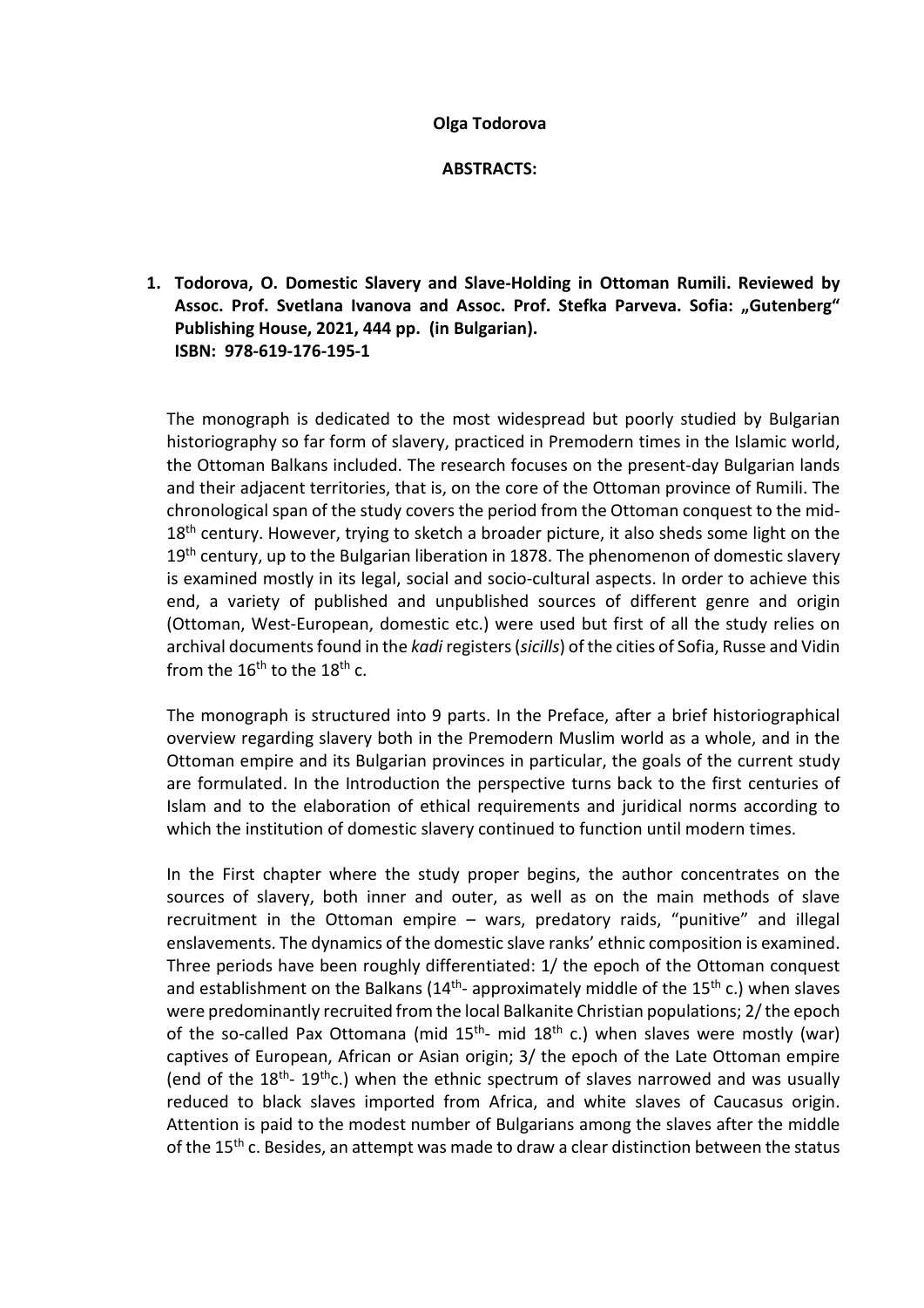**Olga Todorova**

**ABSTRACTS:**

1. **Todorova, O. Domestic Slavery and Slave-Holding in Ottoman Rumili. Reviewed by Assoc. Prof. Svetlana Ivanova and Assoc. Prof. Stefka Parveva. Sofia: „Gutenberg" Publishing House, 2021, 444 pp. (in Bulgarian). ISBN: 978-619-176-195-1**

The monograph is dedicated to the most widespread but poorly studied by Bulgarian historiography so far form of slavery, practiced in Premodern times in the Islamic world, the Ottoman Balkans included. The research focuses on the present-day Bulgarian lands and their adjacent territories, that is, on the core of the Ottoman province of Rumili. The chronological span of the study covers the period from the Ottoman conquest to the mid-18th century. However, trying to sketch a broader picture, it also sheds some light on the 19th century, up to the Bulgarian liberation in 1878. The phenomenon of domestic slavery is examined mostly in its legal, social and socio-cultural aspects. In order to achieve this end, a variety of published and unpublished sources of different genre and origin (Ottoman, West-European, domestic etc.) were used but first of all the study relies on archival documents found in the *kadi* registers (*sicills*) of the cities of Sofia, Russe and Vidin from the 16th to the 18th c.

The monograph is structured into 9 parts. In the Preface, after a brief historiographical overview regarding slavery both in the Premodern Muslim world as a whole, and in the Ottoman empire and its Bulgarian provinces in particular, the goals of the current study are formulated. In the Introduction the perspective turns back to the first centuries of Islam and to the elaboration of ethical requirements and juridical norms according to which the institution of domestic slavery continued to function until modern times.

In the First chapter where the study proper begins, the author concentrates on the sources of slavery, both inner and outer, as well as on the main methods of slave recruitment in the Ottoman empire – wars, predatory raids, "punitive" and illegal enslavements. The dynamics of the domestic slave ranks' ethnic composition is examined. Three periods have been roughly differentiated: 1/ the epoch of the Ottoman conquest and establishment on the Balkans (14th- approximately middle of the 15th c.) when slaves were predominantly recruited from the local Balkanite Christian populations; 2/ the epoch of the so-called Pax Ottomana (mid 15th- mid 18th c.) when slaves were mostly (war) captives of European, African or Asian origin; 3/ the epoch of the Late Ottoman empire (end of the 18th- 19th c.) when the ethnic spectrum of slaves narrowed and was usually reduced to black slaves imported from Africa, and white slaves of Caucasus origin. Attention is paid to the modest number of Bulgarians among the slaves after the middle of the 15th c. Besides, an attempt was made to draw a clear distinction between the status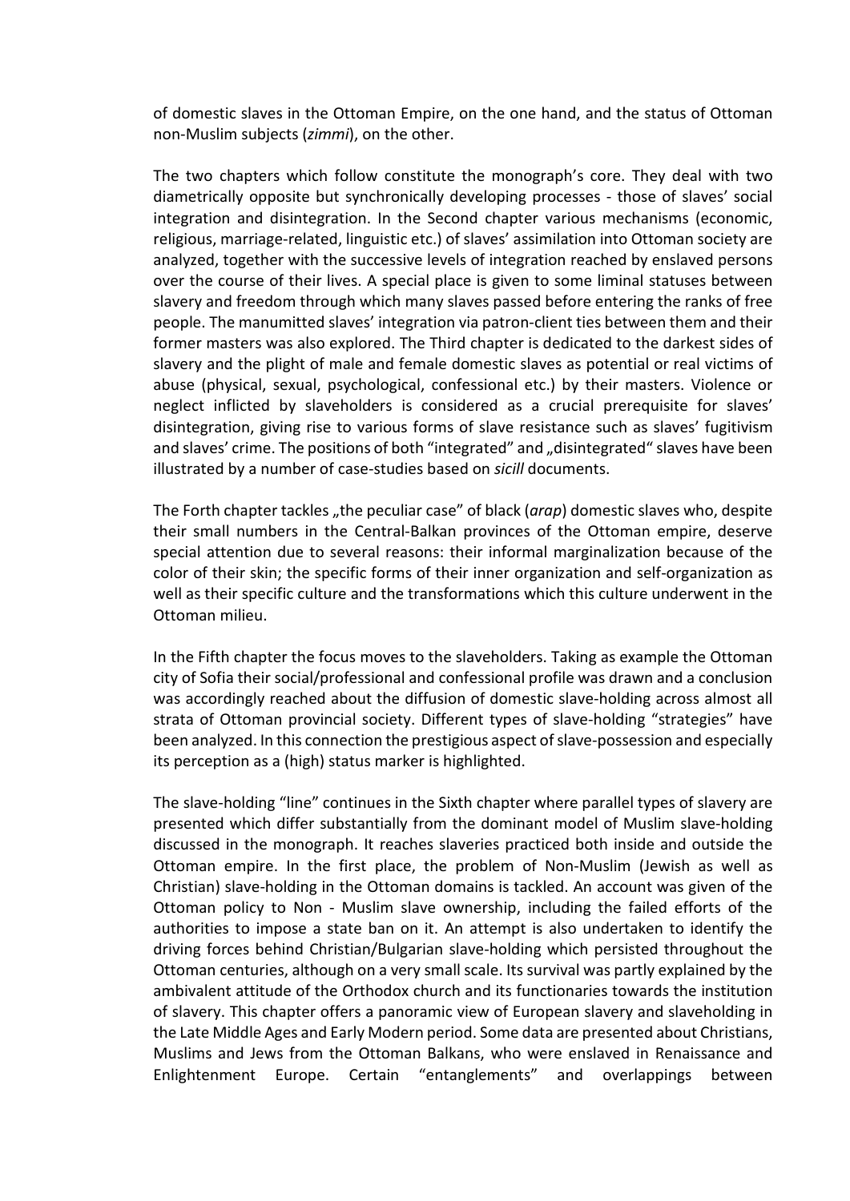of domestic slaves in the Ottoman Empire, on the one hand, and the status of Ottoman non-Muslim subjects (*zimmi*), on the other.

The two chapters which follow constitute the monograph's core. They deal with two diametrically opposite but synchronically developing processes - those of slaves' social integration and disintegration. In the Second chapter various mechanisms (economic, religious, marriage-related, linguistic etc.) of slaves' assimilation into Ottoman society are analyzed, together with the successive levels of integration reached by enslaved persons over the course of their lives. A special place is given to some liminal statuses between slavery and freedom through which many slaves passed before entering the ranks of free people. The manumitted slaves' integration via patron-client ties between them and their former masters was also explored. The Third chapter is dedicated to the darkest sides of slavery and the plight of male and female domestic slaves as potential or real victims of abuse (physical, sexual, psychological, confessional etc.) by their masters. Violence or neglect inflicted by slaveholders is considered as a crucial prerequisite for slaves' disintegration, giving rise to various forms of slave resistance such as slaves' fugitivism and slaves' crime. The positions of both "integrated" and „disintegrated" slaves have been illustrated by a number of case-studies based on *sicill* documents.

The Forth chapter tackles „the peculiar case" of black (*arap*) domestic slaves who, despite their small numbers in the Central-Balkan provinces of the Ottoman empire, deserve special attention due to several reasons: their informal marginalization because of the color of their skin; the specific forms of their inner organization and self-organization as well as their specific culture and the transformations which this culture underwent in the Ottoman milieu.

In the Fifth chapter the focus moves to the slaveholders. Taking as example the Ottoman city of Sofia their social/professional and confessional profile was drawn and a conclusion was accordingly reached about the diffusion of domestic slave-holding across almost all strata of Ottoman provincial society. Different types of slave-holding "strategies" have been analyzed. In this connection the prestigious aspect of slave-possession and especially its perception as a (high) status marker is highlighted.

The slave-holding "line" continues in the Sixth chapter where parallel types of slavery are presented which differ substantially from the dominant model of Muslim slave-holding discussed in the monograph. It reaches slaveries practiced both inside and outside the Ottoman empire. In the first place, the problem of Non-Muslim (Jewish as well as Christian) slave-holding in the Ottoman domains is tackled. An account was given of the Ottoman policy to Non - Muslim slave ownership, including the failed efforts of the authorities to impose a state ban on it. An attempt is also undertaken to identify the driving forces behind Christian/Bulgarian slave-holding which persisted throughout the Ottoman centuries, although on a very small scale. Its survival was partly explained by the ambivalent attitude of the Orthodox church and its functionaries towards the institution of slavery. This chapter offers a panoramic view of European slavery and slaveholding in the Late Middle Ages and Early Modern period. Some data are presented about Christians, Muslims and Jews from the Ottoman Balkans, who were enslaved in Renaissance and Enlightenment Europe. Certain "entanglements" and overlappings between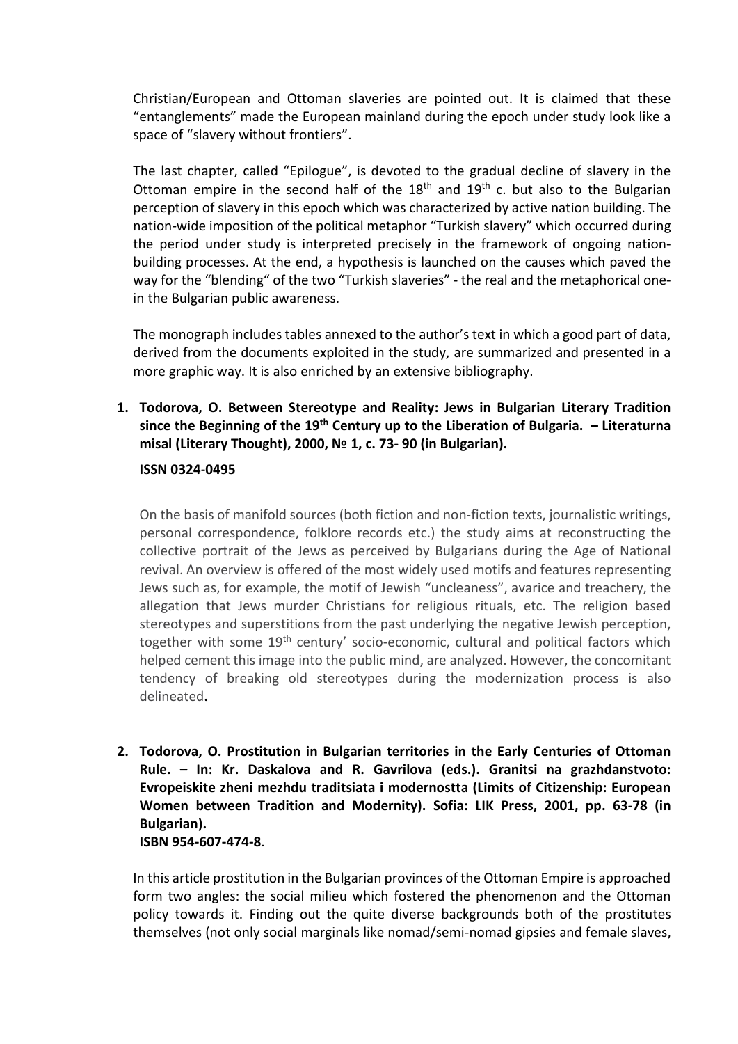Christian/European and Ottoman slaveries are pointed out. It is claimed that these “entanglements” made the European mainland during the epoch under study look like a space of “slavery without frontiers”.

The last chapter, called “Epilogue”, is devoted to the gradual decline of slavery in the Ottoman empire in the second half of the 18th and 19th c. but also to the Bulgarian perception of slavery in this epoch which was characterized by active nation building. The nation-wide imposition of the political metaphor “Turkish slavery” which occurred during the period under study is interpreted precisely in the framework of ongoing nation-building processes. At the end, a hypothesis is launched on the causes which paved the way for the “blending“ of the two “Turkish slaveries” - the real and the metaphorical one- in the Bulgarian public awareness.

The monograph includes tables annexed to the author’s text in which a good part of data, derived from the documents exploited in the study, are summarized and presented in a more graphic way. It is also enriched by an extensive bibliography.

1. **Todorova, O. Between Stereotype and Reality: Jews in Bulgarian Literary Tradition since the Beginning of the 19th Century up to the Liberation of Bulgaria. – Literaturna misal (Literary Thought), 2000, № 1, c. 73- 90 (in Bulgarian).**

   **ISSN 0324-0495**

   On the basis of manifold sources (both fiction and non-fiction texts, journalistic writings, personal correspondence, folklore records etc.) the study aims at reconstructing the collective portrait of the Jews as perceived by Bulgarians during the Age of National revival. An overview is offered of the most widely used motifs and features representing Jews such as, for example, the motif of Jewish “uncleaness”, avarice and treachery, the allegation that Jews murder Christians for religious rituals, etc. The religion based stereotypes and superstitions from the past underlying the negative Jewish perception, together with some 19th century’ socio-economic, cultural and political factors which helped cement this image into the public mind, are analyzed. However, the concomitant tendency of breaking old stereotypes during the modernization process is also delineated**.**

2. **Todorova, O. Prostitution in Bulgarian territories in the Early Centuries of Ottoman Rule. – In: Kr. Daskalova and R. Gavrilova (eds.). Granitsi na grazhdanstvoto: Evropeiskite zheni mezhdu traditsiata i modernostta (Limits of Citizenship: European Women between Tradition and Modernity). Sofia: LIK Press, 2001, pp. 63-78 (in Bulgarian).**
   **ISBN 954-607-474-8**.

   In this article prostitution in the Bulgarian provinces of the Ottoman Empire is approached form two angles: the social milieu which fostered the phenomenon and the Ottoman policy towards it. Finding out the quite diverse backgrounds both of the prostitutes themselves (not only social marginals like nomad/semi-nomad gipsies and female slaves,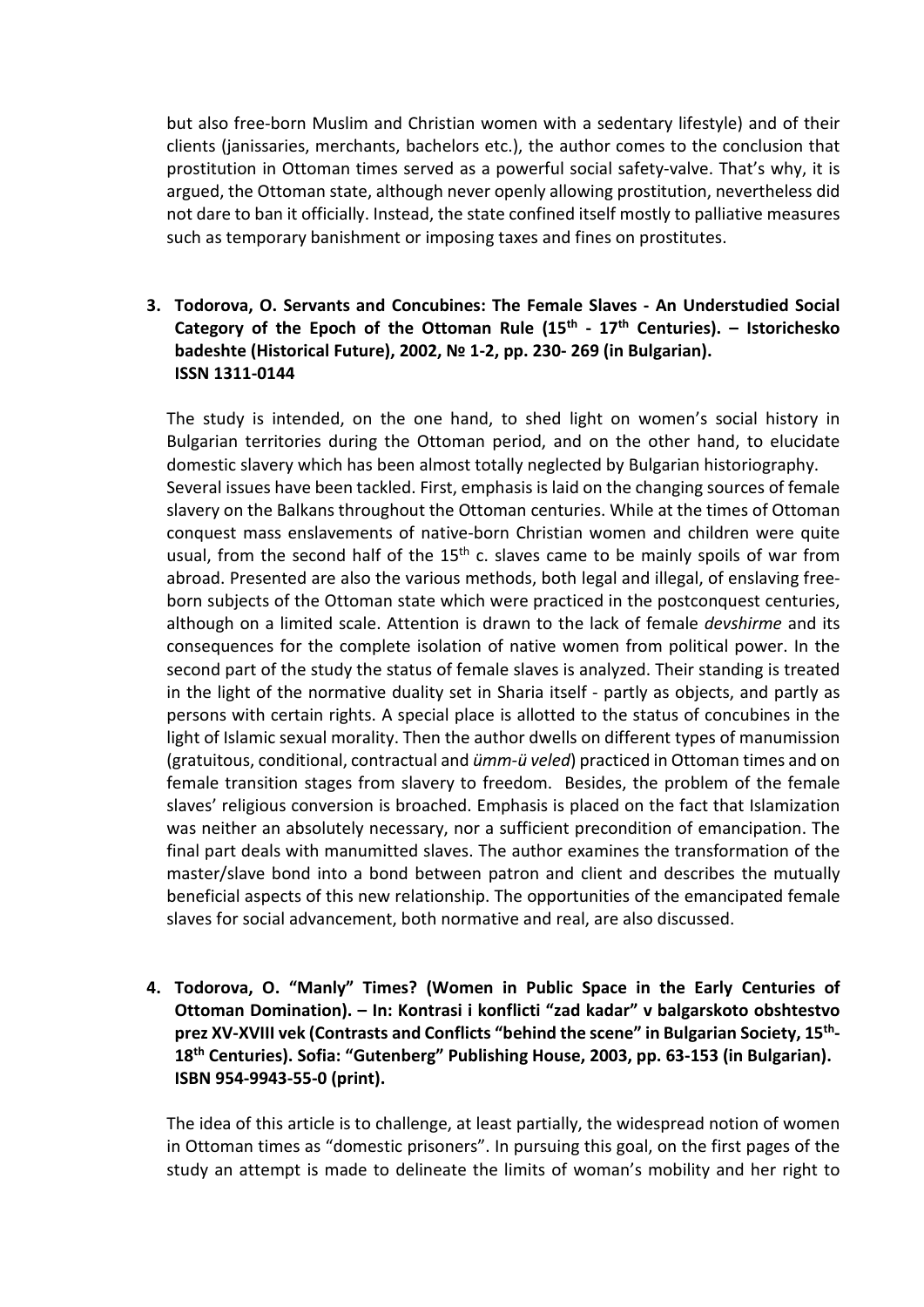but also free-born Muslim and Christian women with a sedentary lifestyle) and of their clients (janissaries, merchants, bachelors etc.), the author comes to the conclusion that prostitution in Ottoman times served as a powerful social safety-valve. That's why, it is argued, the Ottoman state, although never openly allowing prostitution, nevertheless did not dare to ban it officially. Instead, the state confined itself mostly to palliative measures such as temporary banishment or imposing taxes and fines on prostitutes.

3. **Todorova, O. Servants and Concubines: The Female Slaves - An Understudied Social Category of the Epoch of the Ottoman Rule (15th - 17th Centuries). – Istorichesko badeshte (Historical Future), 2002, № 1-2, pp. 230- 269 (in Bulgarian). ISSN 1311-0144**

   The study is intended, on the one hand, to shed light on women's social history in Bulgarian territories during the Ottoman period, and on the other hand, to elucidate domestic slavery which has been almost totally neglected by Bulgarian historiography. Several issues have been tackled. First, emphasis is laid on the changing sources of female slavery on the Balkans throughout the Ottoman centuries. While at the times of Ottoman conquest mass enslavements of native-born Christian women and children were quite usual, from the second half of the 15th c. slaves came to be mainly spoils of war from abroad. Presented are also the various methods, both legal and illegal, of enslaving free-born subjects of the Ottoman state which were practiced in the postconquest centuries, although on a limited scale. Attention is drawn to the lack of female *devshirme* and its consequences for the complete isolation of native women from political power. In the second part of the study the status of female slaves is analyzed. Their standing is treated in the light of the normative duality set in Sharia itself - partly as objects, and partly as persons with certain rights. A special place is allotted to the status of concubines in the light of Islamic sexual morality. Then the author dwells on different types of manumission (gratuitous, conditional, contractual and *ümm-ü veled*) practiced in Ottoman times and on female transition stages from slavery to freedom. Besides, the problem of the female slaves' religious conversion is broached. Emphasis is placed on the fact that Islamization was neither an absolutely necessary, nor a sufficient precondition of emancipation. The final part deals with manumitted slaves. The author examines the transformation of the master/slave bond into a bond between patron and client and describes the mutually beneficial aspects of this new relationship. The opportunities of the emancipated female slaves for social advancement, both normative and real, are also discussed.

4. **Todorova, O. "Manly" Times? (Women in Public Space in the Early Centuries of Ottoman Domination). – In: Kontrasi i konflicti "zad kadar" v balgarskoto obshtestvo prez XV-XVIII vek (Contrasts and Conflicts "behind the scene" in Bulgarian Society, 15th-18th Centuries). Sofia: "Gutenberg" Publishing House, 2003, pp. 63-153 (in Bulgarian). ISBN 954-9943-55-0 (print).**

   The idea of this article is to challenge, at least partially, the widespread notion of women in Ottoman times as "domestic prisoners". In pursuing this goal, on the first pages of the study an attempt is made to delineate the limits of woman's mobility and her right to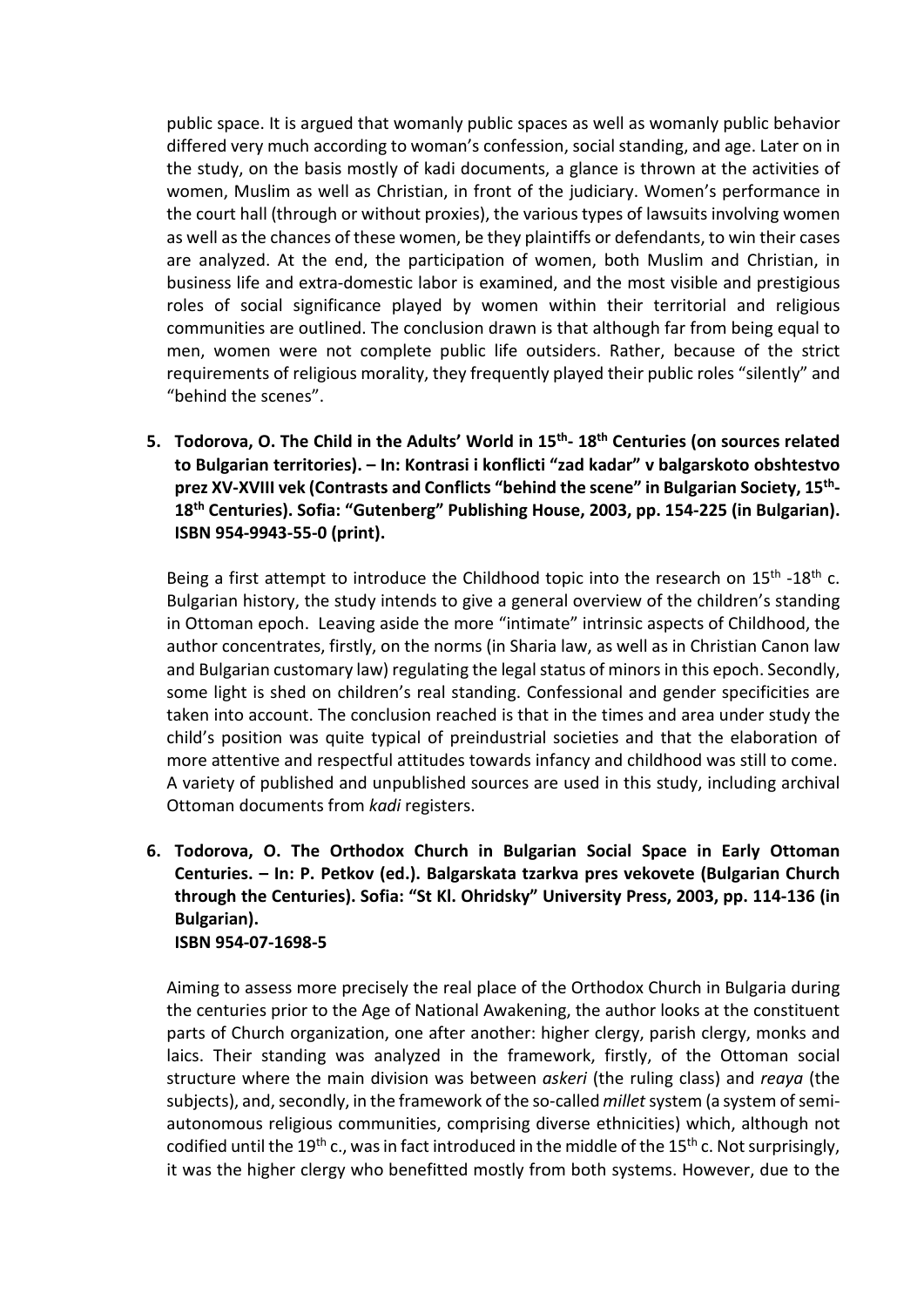public space. It is argued that womanly public spaces as well as womanly public behavior differed very much according to woman's confession, social standing, and age. Later on in the study, on the basis mostly of kadi documents, a glance is thrown at the activities of women, Muslim as well as Christian, in front of the judiciary. Women's performance in the court hall (through or without proxies), the various types of lawsuits involving women as well as the chances of these women, be they plaintiffs or defendants, to win their cases are analyzed. At the end, the participation of women, both Muslim and Christian, in business life and extra-domestic labor is examined, and the most visible and prestigious roles of social significance played by women within their territorial and religious communities are outlined. The conclusion drawn is that although far from being equal to men, women were not complete public life outsiders. Rather, because of the strict requirements of religious morality, they frequently played their public roles "silently" and "behind the scenes".

5. **Todorova, O. The Child in the Adults' World in 15th- 18th Centuries (on sources related to Bulgarian territories). – In: Kontrasi i konflicti "zad kadar" v balgarskoto obshtestvo prez XV-XVIII vek (Contrasts and Conflicts "behind the scene" in Bulgarian Society, 15th-18th Centuries). Sofia: "Gutenberg" Publishing House, 2003, pp. 154-225 (in Bulgarian). ISBN 954-9943-55-0 (print).**

   Being a first attempt to introduce the Childhood topic into the research on 15th -18th c. Bulgarian history, the study intends to give a general overview of the children's standing in Ottoman epoch. Leaving aside the more "intimate" intrinsic aspects of Childhood, the author concentrates, firstly, on the norms (in Sharia law, as well as in Christian Canon law and Bulgarian customary law) regulating the legal status of minors in this epoch. Secondly, some light is shed on children's real standing. Confessional and gender specificities are taken into account. The conclusion reached is that in the times and area under study the child's position was quite typical of preindustrial societies and that the elaboration of more attentive and respectful attitudes towards infancy and childhood was still to come. A variety of published and unpublished sources are used in this study, including archival Ottoman documents from *kadi* registers.

6. **Todorova, O. The Orthodox Church in Bulgarian Social Space in Early Ottoman Centuries. – In: P. Petkov (ed.). Balgarskata tzarkva pres vekovete (Bulgarian Church through the Centuries). Sofia: "St Kl. Ohridsky" University Press, 2003, pp. 114-136 (in Bulgarian).
   ISBN 954-07-1698-5**

   Aiming to assess more precisely the real place of the Orthodox Church in Bulgaria during the centuries prior to the Age of National Awakening, the author looks at the constituent parts of Church organization, one after another: higher clergy, parish clergy, monks and laics. Their standing was analyzed in the framework, firstly, of the Ottoman social structure where the main division was between *askeri* (the ruling class) and *reaya* (the subjects), and, secondly, in the framework of the so-called *millet* system (a system of semi-autonomous religious communities, comprising diverse ethnicities) which, although not codified until the 19th c., was in fact introduced in the middle of the 15th c. Not surprisingly, it was the higher clergy who benefitted mostly from both systems. However, due to the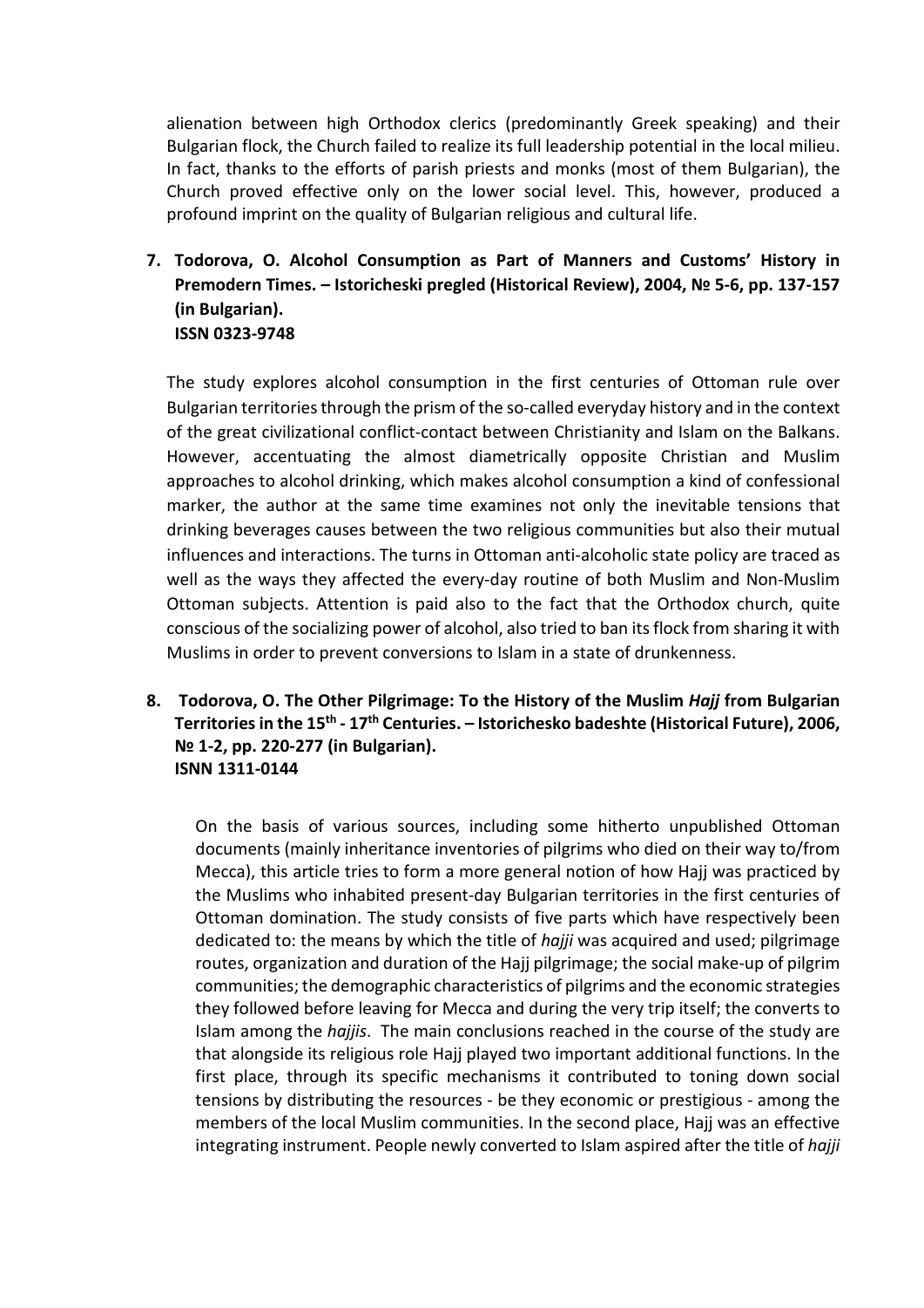alienation between high Orthodox clerics (predominantly Greek speaking) and their Bulgarian flock, the Church failed to realize its full leadership potential in the local milieu. In fact, thanks to the efforts of parish priests and monks (most of them Bulgarian), the Church proved effective only on the lower social level. This, however, produced a profound imprint on the quality of Bulgarian religious and cultural life.

7. **Todorova, O. Alcohol Consumption as Part of Manners and Customs' History in Premodern Times. – Istoricheski pregled (Historical Review), 2004, № 5-6, pp. 137-157 (in Bulgarian).**
   **ISSN 0323-9748**

   The study explores alcohol consumption in the first centuries of Ottoman rule over Bulgarian territories through the prism of the so-called everyday history and in the context of the great civilizational conflict-contact between Christianity and Islam on the Balkans. However, accentuating the almost diametrically opposite Christian and Muslim approaches to alcohol drinking, which makes alcohol consumption a kind of confessional marker, the author at the same time examines not only the inevitable tensions that drinking beverages causes between the two religious communities but also their mutual influences and interactions. The turns in Ottoman anti-alcoholic state policy are traced as well as the ways they affected the every-day routine of both Muslim and Non-Muslim Ottoman subjects. Attention is paid also to the fact that the Orthodox church, quite conscious of the socializing power of alcohol, also tried to ban its flock from sharing it with Muslims in order to prevent conversions to Islam in a state of drunkenness.

8. **Todorova, O. The Other Pilgrimage: To the History of the Muslim *Hajj* from Bulgarian Territories in the 15th - 17th Centuries. – Istorichesko badeshte (Historical Future), 2006, № 1-2, pp. 220-277 (in Bulgarian).**
   **ISNN 1311-0144**

   On the basis of various sources, including some hitherto unpublished Ottoman documents (mainly inheritance inventories of pilgrims who died on their way to/from Mecca), this article tries to form a more general notion of how Hajj was practiced by the Muslims who inhabited present-day Bulgarian territories in the first centuries of Ottoman domination. The study consists of five parts which have respectively been dedicated to: the means by which the title of *hajji* was acquired and used; pilgrimage routes, organization and duration of the Hajj pilgrimage; the social make-up of pilgrim communities; the demographic characteristics of pilgrims and the economic strategies they followed before leaving for Mecca and during the very trip itself; the converts to Islam among the *hajjis*. The main conclusions reached in the course of the study are that alongside its religious role Hajj played two important additional functions. In the first place, through its specific mechanisms it contributed to toning down social tensions by distributing the resources - be they economic or prestigious - among the members of the local Muslim communities. In the second place, Hajj was an effective integrating instrument. People newly converted to Islam aspired after the title of *hajji*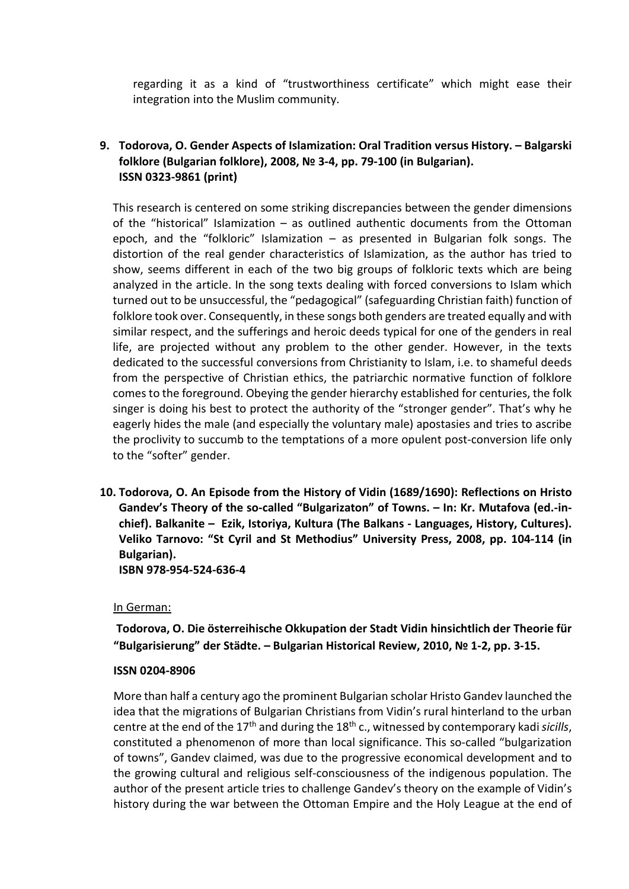regarding it as a kind of “trustworthiness certificate” which might ease their integration into the Muslim community.

9. **Todorova, O. Gender Aspects of Islamization: Oral Tradition versus History. – Balgarski folklore (Bulgarian folklore), 2008, № 3-4, pp. 79-100 (in Bulgarian).**
   **ISSN 0323-9861 (print)**

   This research is centered on some striking discrepancies between the gender dimensions of the “historical” Islamization – as outlined authentic documents from the Ottoman epoch, and the “folkloric” Islamization – as presented in Bulgarian folk songs. The distortion of the real gender characteristics of Islamization, as the author has tried to show, seems different in each of the two big groups of folkloric texts which are being analyzed in the article. In the song texts dealing with forced conversions to Islam which turned out to be unsuccessful, the “pedagogical” (safeguarding Christian faith) function of folklore took over. Consequently, in these songs both genders are treated equally and with similar respect, and the sufferings and heroic deeds typical for one of the genders in real life, are projected without any problem to the other gender. However, in the texts dedicated to the successful conversions from Christianity to Islam, i.e. to shameful deeds from the perspective of Christian ethics, the patriarchic normative function of folklore comes to the foreground. Obeying the gender hierarchy established for centuries, the folk singer is doing his best to protect the authority of the “stronger gender”. That’s why he eagerly hides the male (and especially the voluntary male) apostasies and tries to ascribe the proclivity to succumb to the temptations of a more opulent post-conversion life only to the “softer” gender.

10. **Todorova, O. An Episode from the History of Vidin (1689/1690): Reflections on Hristo Gandev’s Theory of the so-called “Bulgarizaton” of Towns. – In: Kr. Mutafova (ed.-in-chief). Balkanite – Ezik, Istoriya, Kultura (The Balkans - Languages, History, Cultures). Veliko Tarnovo: “St Cyril and St Methodius” University Press, 2008, pp. 104-114 (in Bulgarian).**
    **ISBN 978-954-524-636-4**

    In German:

    **Todorova, O. Die österreihische Okkupation der Stadt Vidin hinsichtlich der Theorie für “Bulgarisierung” der Städte. – Bulgarian Historical Review, 2010, № 1-2, pp. 3-15.**

    **ISSN 0204-8906**

    More than half a century ago the prominent Bulgarian scholar Hristo Gandev launched the idea that the migrations of Bulgarian Christians from Vidin’s rural hinterland to the urban centre at the end of the 17th and during the 18th c., witnessed by contemporary kadi *sicills*, constituted a phenomenon of more than local significance. This so-called “bulgarization of towns”, Gandev claimed, was due to the progressive economical development and to the growing cultural and religious self-consciousness of the indigenous population. The author of the present article tries to challenge Gandev’s theory on the example of Vidin’s history during the war between the Ottoman Empire and the Holy League at the end of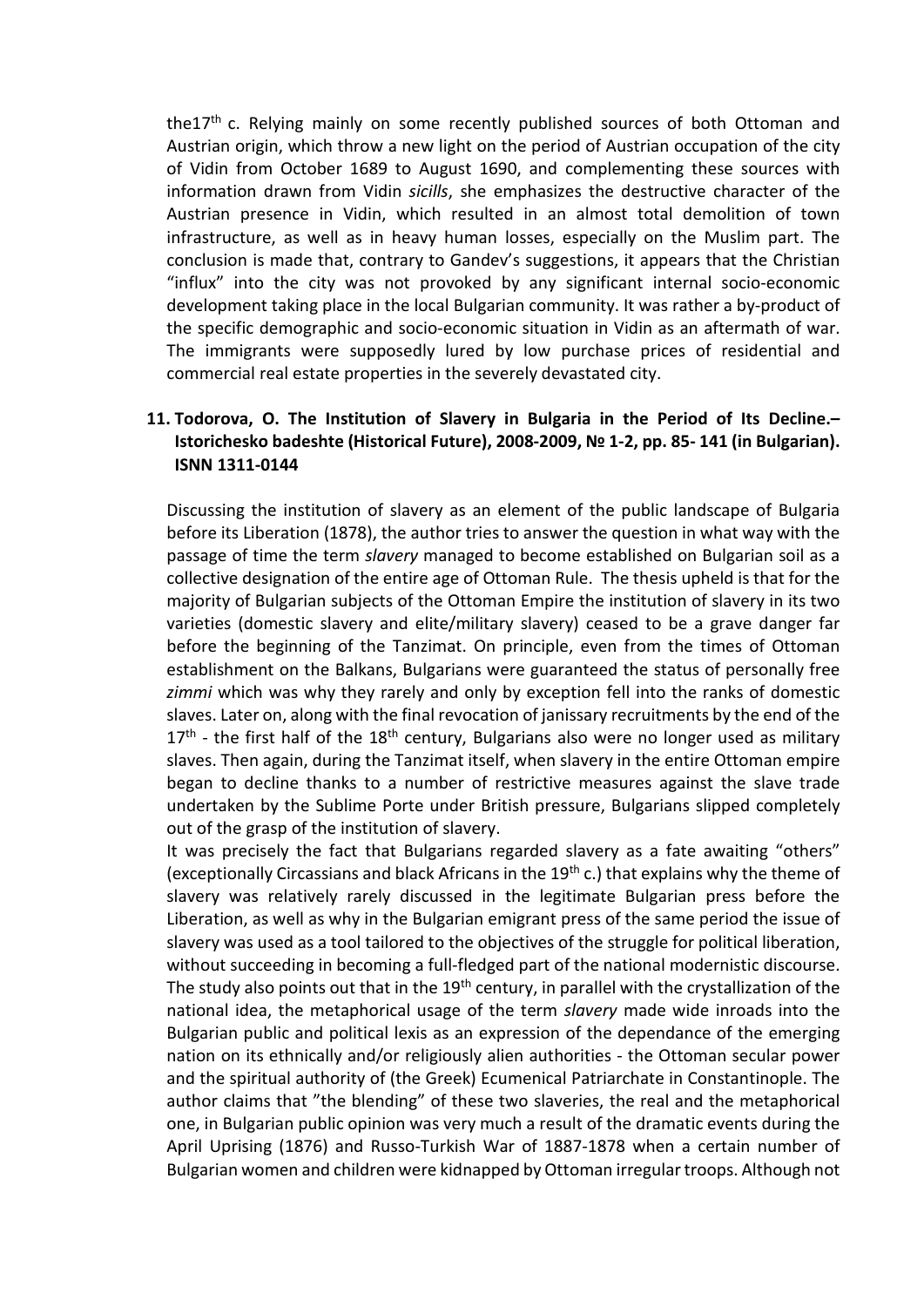the17th c. Relying mainly on some recently published sources of both Ottoman and Austrian origin, which throw a new light on the period of Austrian occupation of the city of Vidin from October 1689 to August 1690, and complementing these sources with information drawn from Vidin *sicills*, she emphasizes the destructive character of the Austrian presence in Vidin, which resulted in an almost total demolition of town infrastructure, as well as in heavy human losses, especially on the Muslim part. The conclusion is made that, contrary to Gandev's suggestions, it appears that the Christian "influx" into the city was not provoked by any significant internal socio-economic development taking place in the local Bulgarian community. It was rather a by-product of the specific demographic and socio-economic situation in Vidin as an aftermath of war. The immigrants were supposedly lured by low purchase prices of residential and commercial real estate properties in the severely devastated city.

11. **Todorova, O. The Institution of Slavery in Bulgaria in the Period of Its Decline.– Istorichesko badeshte (Historical Future), 2008-2009, № 1-2, pp. 85- 141 (in Bulgarian). ISNN 1311-0144**

Discussing the institution of slavery as an element of the public landscape of Bulgaria before its Liberation (1878), the author tries to answer the question in what way with the passage of time the term *slavery* managed to become established on Bulgarian soil as a collective designation of the entire age of Ottoman Rule. The thesis upheld is that for the majority of Bulgarian subjects of the Ottoman Empire the institution of slavery in its two varieties (domestic slavery and elite/military slavery) ceased to be a grave danger far before the beginning of the Tanzimat. On principle, even from the times of Ottoman establishment on the Balkans, Bulgarians were guaranteed the status of personally free *zimmi* which was why they rarely and only by exception fell into the ranks of domestic slaves. Later on, along with the final revocation of janissary recruitments by the end of the 17th - the first half of the 18th century, Bulgarians also were no longer used as military slaves. Then again, during the Tanzimat itself, when slavery in the entire Ottoman empire began to decline thanks to a number of restrictive measures against the slave trade undertaken by the Sublime Porte under British pressure, Bulgarians slipped completely out of the grasp of the institution of slavery.

It was precisely the fact that Bulgarians regarded slavery as a fate awaiting "others" (exceptionally Circassians and black Africans in the 19th c.) that explains why the theme of slavery was relatively rarely discussed in the legitimate Bulgarian press before the Liberation, as well as why in the Bulgarian emigrant press of the same period the issue of slavery was used as a tool tailored to the objectives of the struggle for political liberation, without succeeding in becoming a full-fledged part of the national modernistic discourse. The study also points out that in the 19th century, in parallel with the crystallization of the national idea, the metaphorical usage of the term *slavery* made wide inroads into the Bulgarian public and political lexis as an expression of the dependance of the emerging nation on its ethnically and/or religiously alien authorities - the Ottoman secular power and the spiritual authority of (the Greek) Ecumenical Patriarchate in Constantinople. The author claims that "the blending" of these two slaveries, the real and the metaphorical one, in Bulgarian public opinion was very much a result of the dramatic events during the April Uprising (1876) and Russo-Turkish War of 1887-1878 when a certain number of Bulgarian women and children were kidnapped by Ottoman irregular troops. Although not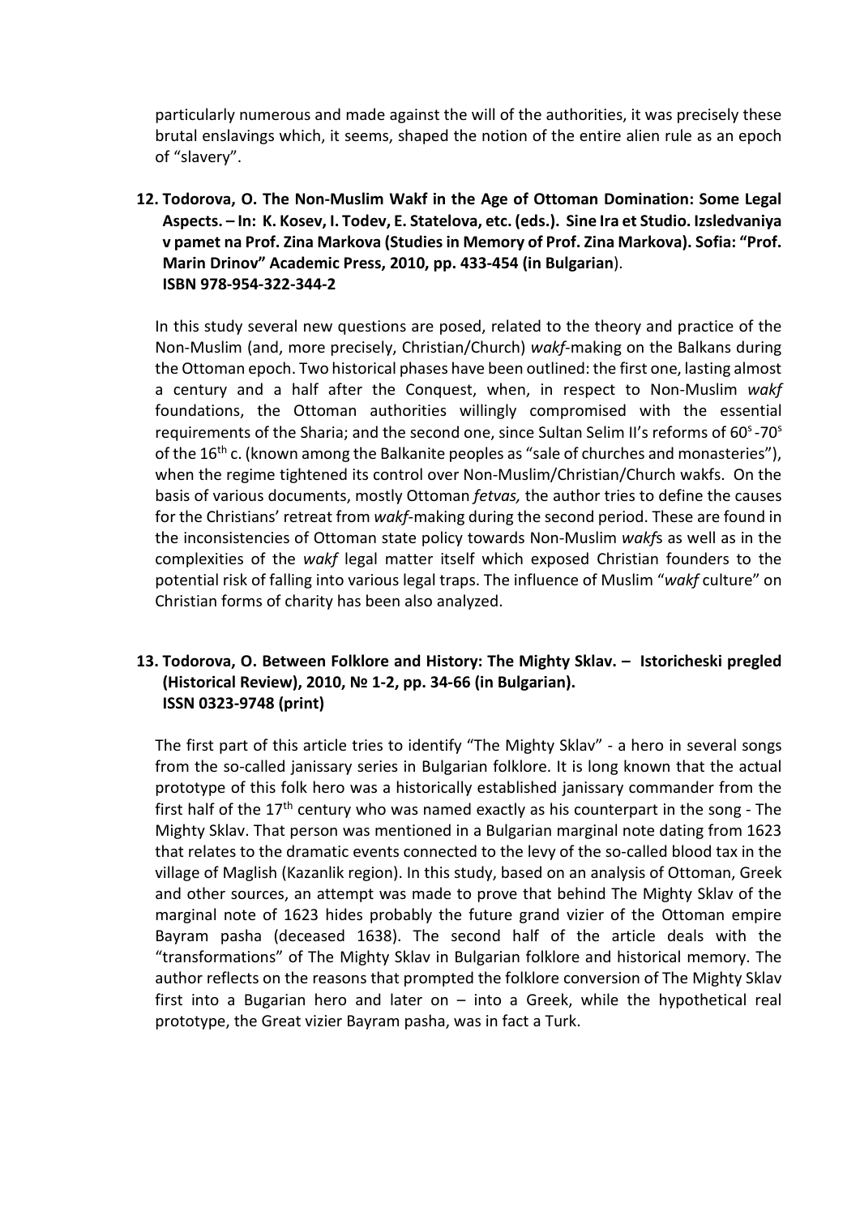particularly numerous and made against the will of the authorities, it was precisely these brutal enslavings which, it seems, shaped the notion of the entire alien rule as an epoch of "slavery".

12. **Todorova, O. The Non-Muslim Wakf in the Age of Ottoman Domination: Some Legal Aspects. – In: K. Kosev, I. Todev, E. Statelova, etc. (eds.). Sine Ira et Studio. Izsledvaniya v pamet na Prof. Zina Markova (Studies in Memory of Prof. Zina Markova). Sofia: "Prof. Marin Drinov" Academic Press, 2010, pp. 433-454 (in Bulgarian)**.
    **ISBN 978-954-322-344-2**

    In this study several new questions are posed, related to the theory and practice of the Non-Muslim (and, more precisely, Christian/Church) *wakf*-making on the Balkans during the Ottoman epoch. Two historical phases have been outlined: the first one, lasting almost a century and a half after the Conquest, when, in respect to Non-Muslim *wakf* foundations, the Ottoman authorities willingly compromised with the essential requirements of the Sharia; and the second one, since Sultan Selim II's reforms of 60[s]-70[s] of the 16[th] c. (known among the Balkanite peoples as "sale of churches and monasteries"), when the regime tightened its control over Non-Muslim/Christian/Church wakfs. On the basis of various documents, mostly Ottoman *fetvas,* the author tries to define the causes for the Christians' retreat from *wakf*-making during the second period. These are found in the inconsistencies of Ottoman state policy towards Non-Muslim *wakf*s as well as in the complexities of the *wakf* legal matter itself which exposed Christian founders to the potential risk of falling into various legal traps. The influence of Muslim "*wakf* culture" on Christian forms of charity has been also analyzed.

13. **Todorova, O. Between Folklore and History: The Mighty Sklav. – Istoricheski pregled (Historical Review), 2010, № 1-2, pp. 34-66 (in Bulgarian).**
    **ISSN 0323-9748 (print)**

    The first part of this article tries to identify "The Mighty Sklav" - a hero in several songs from the so-called janissary series in Bulgarian folklore. It is long known that the actual prototype of this folk hero was a historically established janissary commander from the first half of the 17[th] century who was named exactly as his counterpart in the song - The Mighty Sklav. That person was mentioned in a Bulgarian marginal note dating from 1623 that relates to the dramatic events connected to the levy of the so-called blood tax in the village of Maglish (Kazanlik region). In this study, based on an analysis of Ottoman, Greek and other sources, an attempt was made to prove that behind The Mighty Sklav of the marginal note of 1623 hides probably the future grand vizier of the Ottoman empire Bayram pasha (deceased 1638). The second half of the article deals with the "transformations" of The Mighty Sklav in Bulgarian folklore and historical memory. The author reflects on the reasons that prompted the folklore conversion of The Mighty Sklav first into a Bugarian hero and later on – into a Greek, while the hypothetical real prototype, the Great vizier Bayram pasha, was in fact a Turk.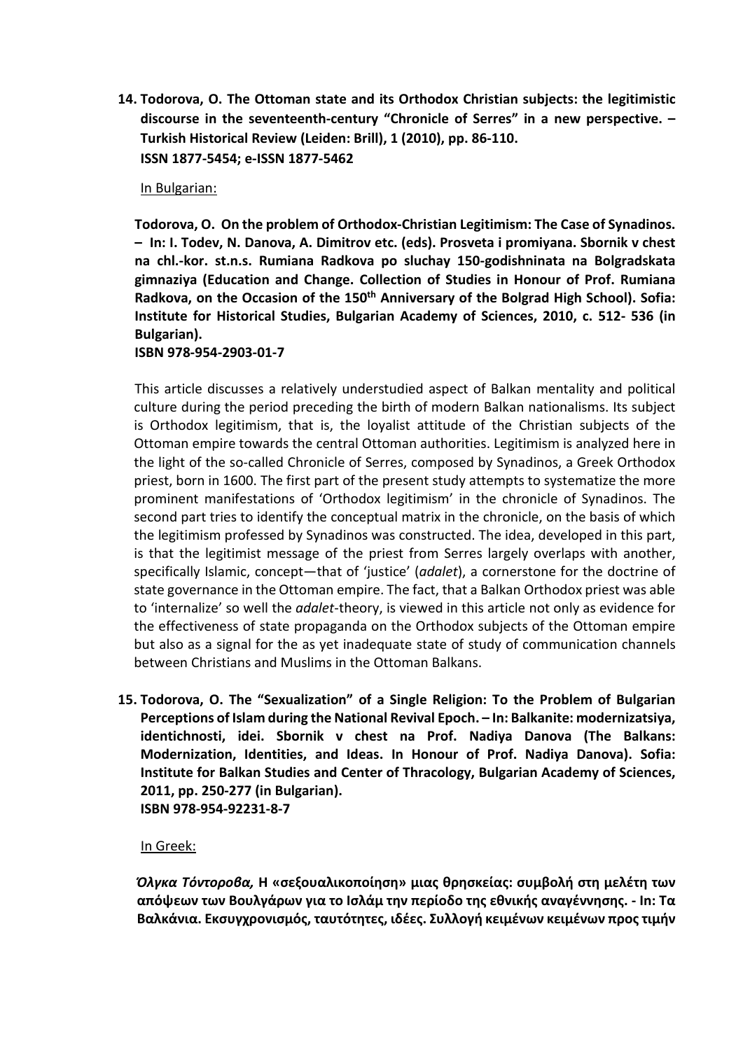14. **Todorova, O. The Ottoman state and its Orthodox Christian subjects: the legitimistic discourse in the seventeenth-century "Chronicle of Serres" in a new perspective. – Turkish Historical Review (Leiden: Brill), 1 (2010), pp. 86-110.**
    **ISSN 1877-5454; e-ISSN 1877-5462**

    In Bulgarian:

    **Todorova, O. On the problem of Orthodox-Christian Legitimism: The Case of Synadinos. – In: I. Todev, N. Danova, A. Dimitrov etc. (eds). Prosveta i promiyana. Sbornik v chest na chl.-kor. st.n.s. Rumiana Radkova po sluchay 150-godishninata na Bolgradskata gimnaziya (Education and Change. Collection of Studies in Honour of Prof. Rumiana Radkova, on the Occasion of the 150th Anniversary of the Bolgrad High School). Sofia: Institute for Historical Studies, Bulgarian Academy of Sciences, 2010, c. 512- 536 (in Bulgarian).**
    **ISBN 978-954-2903-01-7**

    This article discusses a relatively understudied aspect of Balkan mentality and political culture during the period preceding the birth of modern Balkan nationalisms. Its subject is Orthodox legitimism, that is, the loyalist attitude of the Christian subjects of the Ottoman empire towards the central Ottoman authorities. Legitimism is analyzed here in the light of the so-called Chronicle of Serres, composed by Synadinos, a Greek Orthodox priest, born in 1600. The first part of the present study attempts to systematize the more prominent manifestations of 'Orthodox legitimism' in the chronicle of Synadinos. The second part tries to identify the conceptual matrix in the chronicle, on the basis of which the legitimism professed by Synadinos was constructed. The idea, developed in this part, is that the legitimist message of the priest from Serres largely overlaps with another, specifically Islamic, concept—that of 'justice' (*adalet*), a cornerstone for the doctrine of state governance in the Ottoman empire. The fact, that a Balkan Orthodox priest was able to 'internalize' so well the *adalet*-theory, is viewed in this article not only as evidence for the effectiveness of state propaganda on the Orthodox subjects of the Ottoman empire but also as a signal for the as yet inadequate state of study of communication channels between Christians and Muslims in the Ottoman Balkans.

15. **Todorova, O. The "Sexualization" of a Single Religion: To the Problem of Bulgarian Perceptions of Islam during the National Revival Epoch. – In: Balkanite: modernizatsiya, identichnosti, idei. Sbornik v chest na Prof. Nadiya Danova (The Balkans: Modernization, Identities, and Ideas. In Honour of Prof. Nadiya Danova). Sofia: Institute for Balkan Studies and Center of Thracology, Bulgarian Academy of Sciences, 2011, pp. 250-277 (in Bulgarian).**
    **ISBN 978-954-92231-8-7**

    In Greek:

    ***Όλγκα Τόντοροβα,* Η «σεξουαλικοποίηση» μιας θρησκείας: συμβολή στη μελέτη των απόψεων των Βουλγάρων για το Ισλάμ την περίοδο της εθνικής αναγέννησης. - In: Τα Βαλκάνια. Εκσυγχρονισμός, ταυτότητες, ιδέες. Συλλογή κειμένων κειμένων προς τιμήν**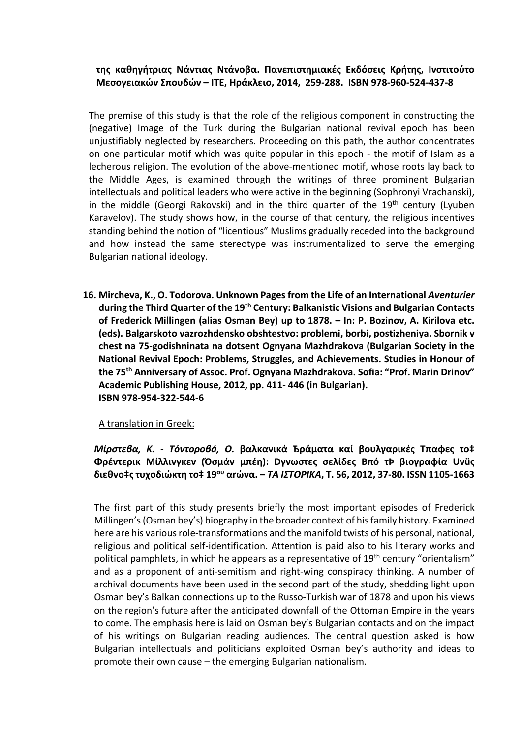**της καθηγήτριας Νάντιας Ντάνοβα. Πανεπιστημιακές Εκδόσεις Κρήτης, Ινστιτούτο Μεσογειακών Σπουδών – ΙΤΕ, Ηράκλειο, 2014, 259-288. ISBN 978-960-524-437-8**

The premise of this study is that the role of the religious component in constructing the (negative) Image of the Turk during the Bulgarian national revival epoch has been unjustifiably neglected by researchers. Proceeding on this path, the author concentrates on one particular motif which was quite popular in this epoch - the motif of Islam as a lecherous religion. The evolution of the above-mentioned motif, whose roots lay back to the Middle Ages, is examined through the writings of three prominent Bulgarian intellectuals and political leaders who were active in the beginning (Sophronyi Vrachanski), in the middle (Georgi Rakovski) and in the third quarter of the 19th century (Lyuben Karavelov). The study shows how, in the course of that century, the religious incentives standing behind the notion of "licentious" Muslims gradually receded into the background and how instead the same stereotype was instrumentalized to serve the emerging Bulgarian national ideology.

16. **Mircheva, K., O. Todorova. Unknown Pages from the Life of an International *Aventurier* during the Third Quarter of the 19th Century: Balkanistic Visions and Bulgarian Contacts of Frederick Millingen (alias Osman Bey) up to 1878. – In: P. Bozinov, A. Kirilova etc. (eds). Balgarskoto vazrozhdensko obshtestvo: problemi, borbi, postizheniya. Sbornik v chest na 75-godishninata na dotsent Ognyana Mazhdrakova (Bulgarian Society in the National Revival Epoch: Problems, Struggles, and Achievements. Studies in Honour of the 75th Anniversary of Assoc. Prof. Ognyana Mazhdrakova. Sofia: "Prof. Marin Drinov" Academic Publishing House, 2012, pp. 411- 446 (in Bulgarian). ISBN 978-954-322-544-6**

A translation in Greek:

***Μίρστεβα, Κ. - Τόντοροβά, Ο.* βαλκανικά Ъράματα καί βουλγαρικές Τπαφες το‡ Φρέντερικ Μίλλινγκεν (Όσμάν μπέη): Dγνωστες σελίδες Bπό τÞ βιογραφία Uνϋς διεθνο‡ς τυχοδιώκτη το‡ 19ου αγώνα. – *ΤΑ ΙΣΤΟΡΙΚΑ*, Τ. 56, 2012, 37-80. ISSN 1105-1663**

The first part of this study presents briefly the most important episodes of Frederick Millingen's (Osman bey's) biography in the broader context of his family history. Examined here are his various role-transformations and the manifold twists of his personal, national, religious and political self-identification. Attention is paid also to his literary works and political pamphlets, in which he appears as a representative of 19th century "orientalism" and as a proponent of anti-semitism and right-wing conspiracy thinking. A number of archival documents have been used in the second part of the study, shedding light upon Osman bey's Balkan connections up to the Russo-Turkish war of 1878 and upon his views on the region's future after the anticipated downfall of the Ottoman Empire in the years to come. The emphasis here is laid on Osman bey's Bulgarian contacts and on the impact of his writings on Bulgarian reading audiences. The central question asked is how Bulgarian intellectuals and politicians exploited Osman bey's authority and ideas to promote their own cause – the emerging Bulgarian nationalism.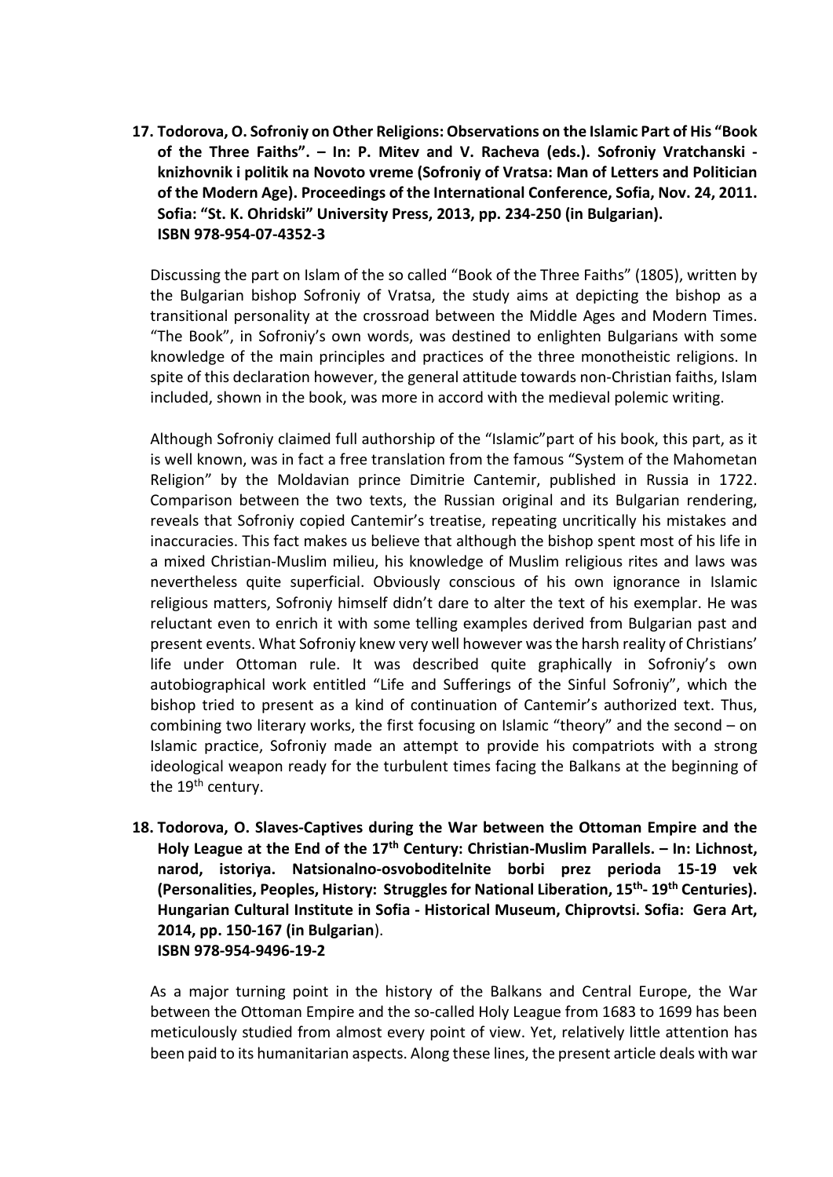**17. Todorova, O. Sofroniy on Other Religions: Observations on the Islamic Part of His "Book of the Three Faiths". – In: P. Mitev and V. Racheva (eds.). Sofroniy Vratchanski - knizhovnik i politik na Novoto vreme (Sofroniy of Vratsa: Man of Letters and Politician of the Modern Age). Proceedings of the International Conference, Sofia, Nov. 24, 2011. Sofia: "St. K. Ohridski" University Press, 2013, pp. 234-250 (in Bulgarian). ISBN 978-954-07-4352-3**

Discussing the part on Islam of the so called "Book of the Three Faiths" (1805), written by the Bulgarian bishop Sofroniy of Vratsa, the study aims at depicting the bishop as a transitional personality at the crossroad between the Middle Ages and Modern Times. "The Book", in Sofroniy's own words, was destined to enlighten Bulgarians with some knowledge of the main principles and practices of the three monotheistic religions. In spite of this declaration however, the general attitude towards non-Christian faiths, Islam included, shown in the book, was more in accord with the medieval polemic writing.

Although Sofroniy claimed full authorship of the "Islamic"part of his book, this part, as it is well known, was in fact a free translation from the famous "System of the Mahometan Religion" by the Moldavian prince Dimitrie Cantemir, published in Russia in 1722. Comparison between the two texts, the Russian original and its Bulgarian rendering, reveals that Sofroniy copied Cantemir's treatise, repeating uncritically his mistakes and inaccuracies. This fact makes us believe that although the bishop spent most of his life in a mixed Christian-Muslim milieu, his knowledge of Muslim religious rites and laws was nevertheless quite superficial. Obviously conscious of his own ignorance in Islamic religious matters, Sofroniy himself didn't dare to alter the text of his exemplar. He was reluctant even to enrich it with some telling examples derived from Bulgarian past and present events. What Sofroniy knew very well however was the harsh reality of Christians' life under Ottoman rule. It was described quite graphically in Sofroniy's own autobiographical work entitled "Life and Sufferings of the Sinful Sofroniy", which the bishop tried to present as a kind of continuation of Cantemir's authorized text. Thus, combining two literary works, the first focusing on Islamic "theory" and the second – on Islamic practice, Sofroniy made an attempt to provide his compatriots with a strong ideological weapon ready for the turbulent times facing the Balkans at the beginning of the 19th century.

**18. Todorova, O. Slaves-Captives during the War between the Ottoman Empire and the Holy League at the End of the 17th Century: Christian-Muslim Parallels. – In: Lichnost, narod, istoriya. Natsionalno-osvoboditelnite borbi prez perioda 15-19 vek (Personalities, Peoples, History: Struggles for National Liberation, 15th- 19th Centuries). Hungarian Cultural Institute in Sofia - Historical Museum, Chiprovtsi. Sofia: Gera Art, 2014, pp. 150-167 (in Bulgarian). ISBN 978-954-9496-19-2**

As a major turning point in the history of the Balkans and Central Europe, the War between the Ottoman Empire and the so-called Holy League from 1683 to 1699 has been meticulously studied from almost every point of view. Yet, relatively little attention has been paid to its humanitarian aspects. Along these lines, the present article deals with war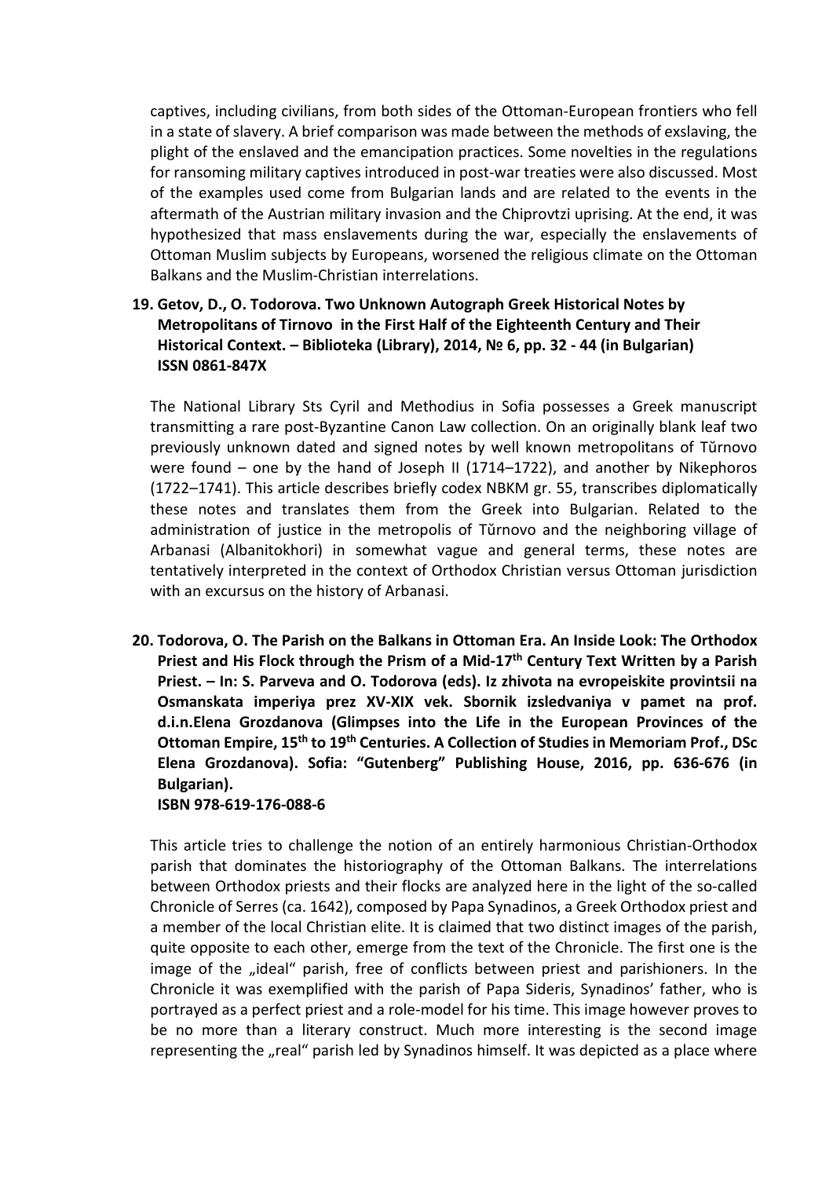captives, including civilians, from both sides of the Ottoman-European frontiers who fell in a state of slavery. A brief comparison was made between the methods of exslaving, the plight of the enslaved and the emancipation practices. Some novelties in the regulations for ransoming military captives introduced in post-war treaties were also discussed. Most of the examples used come from Bulgarian lands and are related to the events in the aftermath of the Austrian military invasion and the Chiprovtzi uprising. At the end, it was hypothesized that mass enslavements during the war, especially the enslavements of Ottoman Muslim subjects by Europeans, worsened the religious climate on the Ottoman Balkans and the Muslim-Christian interrelations.

**19. Getov, D., O. Todorova. Two Unknown Autograph Greek Historical Notes by Metropolitans of Tirnovo in the First Half of the Eighteenth Century and Their Historical Context. – Biblioteka (Library), 2014, № 6, pp. 32 - 44 (in Bulgarian) ISSN 0861-847X**

The National Library Sts Cyril and Methodius in Sofia possesses a Greek manuscript transmitting a rare post-Byzantine Canon Law collection. On an originally blank leaf two previously unknown dated and signed notes by well known metropolitans of Tŭrnovo were found – one by the hand of Joseph II (1714–1722), and another by Nikephoros (1722–1741). This article describes briefly codex NBKM gr. 55, transcribes diplomatically these notes and translates them from the Greek into Bulgarian. Related to the administration of justice in the metropolis of Tŭrnovo and the neighboring village of Arbanasi (Albanitokhori) in somewhat vague and general terms, these notes are tentatively interpreted in the context of Orthodox Christian versus Ottoman jurisdiction with an excursus on the history of Arbanasi.

**20. Todorova, O. The Parish on the Balkans in Ottoman Era. An Inside Look: The Orthodox Priest and His Flock through the Prism of a Mid-17th Century Text Written by a Parish Priest. – In: S. Parveva and O. Todorova (eds). Iz zhivota na evropeiskite provintsii na Osmanskata imperiya prez XV-XIX vek. Sbornik izsledvaniya v pamet na prof. d.i.n.Elena Grozdanova (Glimpses into the Life in the European Provinces of the Ottoman Empire, 15th to 19th Centuries. A Collection of Studies in Memoriam Prof., DSc Elena Grozdanova). Sofia: "Gutenberg" Publishing House, 2016, pp. 636-676 (in Bulgarian).**
**ISBN 978-619-176-088-6**

This article tries to challenge the notion of an entirely harmonious Christian-Orthodox parish that dominates the historiography of the Ottoman Balkans. The interrelations between Orthodox priests and their flocks are analyzed here in the light of the so-called Chronicle of Serres (ca. 1642), composed by Papa Synadinos, a Greek Orthodox priest and a member of the local Christian elite. It is claimed that two distinct images of the parish, quite opposite to each other, emerge from the text of the Chronicle. The first one is the image of the „ideal" parish, free of conflicts between priest and parishioners. In the Chronicle it was exemplified with the parish of Papa Sideris, Synadinos' father, who is portrayed as a perfect priest and a role-model for his time. This image however proves to be no more than a literary construct. Much more interesting is the second image representing the „real" parish led by Synadinos himself. It was depicted as a place where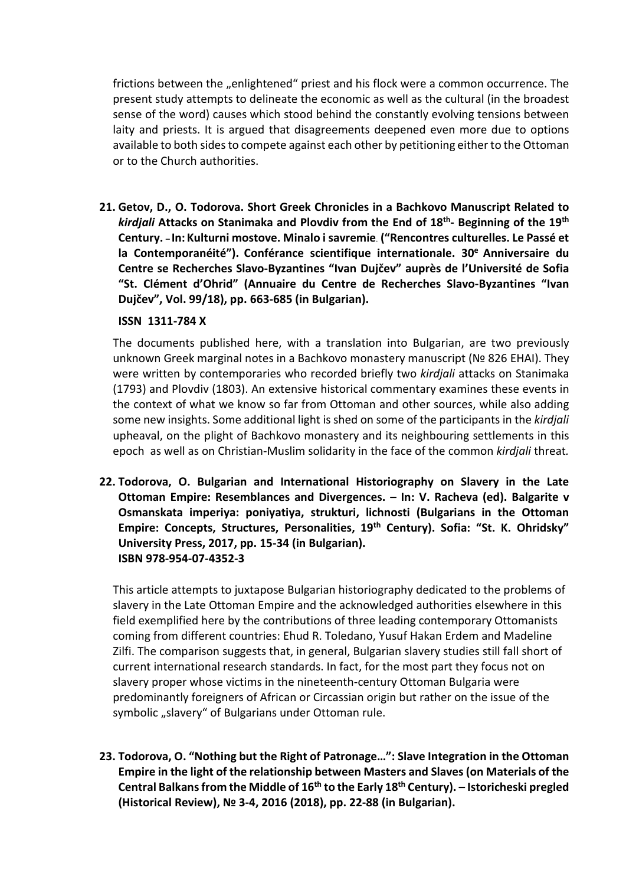frictions between the „enlightened" priest and his flock were a common occurrence. The present study attempts to delineate the economic as well as the cultural (in the broadest sense of the word) causes which stood behind the constantly evolving tensions between laity and priests. It is argued that disagreements deepened even more due to options available to both sides to compete against each other by petitioning either to the Ottoman or to the Church authorities.

**21. Getov, D., O. Todorova. Short Greek Chronicles in a Bachkovo Manuscript Related to *kirdjali* Attacks on Stanimaka and Plovdiv from the End of 18th- Beginning of the 19th Century. – In: Kulturni mostove. Minalo i savremie. ("Rencontres culturelles. Le Passé et la Contemporanéité"). Conférance scientifique internationale. 30e Anniversaire du Centre se Recherches Slavo-Byzantines "Ivan Dujčev" auprès de l'Université de Sofia "St. Clément d'Ohrid" (Annuaire du Centre de Recherches Slavo-Byzantines "Ivan Dujčev", Vol. 99/18), pp. 663-685 (in Bulgarian).**

**ISSN 1311-784 X**

The documents published here, with a translation into Bulgarian, are two previously unknown Greek marginal notes in a Bachkovo monastery manuscript (№ 826 EHAI). They were written by contemporaries who recorded briefly two *kirdjali* attacks on Stanimaka (1793) and Plovdiv (1803). An extensive historical commentary examines these events in the context of what we know so far from Ottoman and other sources, while also adding some new insights. Some additional light is shed on some of the participants in the *kirdjali* upheaval, on the plight of Bachkovo monastery and its neighbouring settlements in this epoch as well as on Christian-Muslim solidarity in the face of the common *kirdjali* threat.

**22. Todorova, O. Bulgarian and International Historiography on Slavery in the Late Ottoman Empire: Resemblances and Divergences. – In: V. Racheva (ed). Balgarite v Osmanskata imperiya: poniyatiya, strukturi, lichnosti (Bulgarians in the Ottoman Empire: Concepts, Structures, Personalities, 19th Century). Sofia: "St. K. Ohridsky" University Press, 2017, pp. 15-34 (in Bulgarian).**
**ISBN 978-954-07-4352-3**

This article attempts to juxtapose Bulgarian historiography dedicated to the problems of slavery in the Late Ottoman Empire and the acknowledged authorities elsewhere in this field exemplified here by the contributions of three leading contemporary Ottomanists coming from different countries: Ehud R. Toledano, Yusuf Hakan Erdem and Madeline Zilfi. The comparison suggests that, in general, Bulgarian slavery studies still fall short of current international research standards. In fact, for the most part they focus not on slavery proper whose victims in the nineteenth-century Ottoman Bulgaria were predominantly foreigners of African or Circassian origin but rather on the issue of the symbolic „slavery" of Bulgarians under Ottoman rule.

**23. Todorova, O. "Nothing but the Right of Patronage…": Slave Integration in the Ottoman Empire in the light of the relationship between Masters and Slaves (on Materials of the Central Balkans from the Middle of 16th to the Early 18th Century). – Istoricheski pregled (Historical Review), № 3-4, 2016 (2018), pp. 22-88 (in Bulgarian).**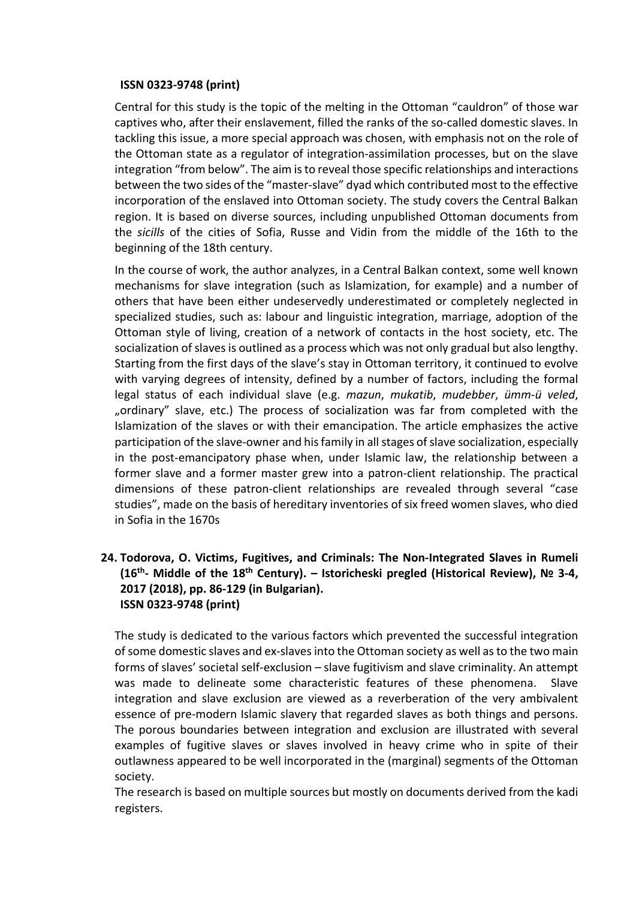**ISSN 0323-9748 (print)**

Central for this study is the topic of the melting in the Ottoman "cauldron" of those war captives who, after their enslavement, filled the ranks of the so-called domestic slaves. In tackling this issue, a more special approach was chosen, with emphasis not on the role of the Ottoman state as a regulator of integration-assimilation processes, but on the slave integration "from below". The aim is to reveal those specific relationships and interactions between the two sides of the "master-slave" dyad which contributed most to the effective incorporation of the enslaved into Ottoman society. The study covers the Central Balkan region. It is based on diverse sources, including unpublished Ottoman documents from the *sicills* of the cities of Sofia, Russe and Vidin from the middle of the 16th to the beginning of the 18th century.

In the course of work, the author analyzes, in a Central Balkan context, some well known mechanisms for slave integration (such as Islamization, for example) and a number of others that have been either undeservedly underestimated or completely neglected in specialized studies, such as: labour and linguistic integration, marriage, adoption of the Ottoman style of living, creation of a network of contacts in the host society, etc. The socialization of slaves is outlined as a process which was not only gradual but also lengthy. Starting from the first days of the slave's stay in Ottoman territory, it continued to evolve with varying degrees of intensity, defined by a number of factors, including the formal legal status of each individual slave (e.g. *mazun*, *mukatib*, *mudebber*, *ümm-ü veled*, „ordinary" slave, etc.) The process of socialization was far from completed with the Islamization of the slaves or with their emancipation. The article emphasizes the active participation of the slave-owner and his family in all stages of slave socialization, especially in the post-emancipatory phase when, under Islamic law, the relationship between a former slave and a former master grew into a patron-client relationship. The practical dimensions of these patron-client relationships are revealed through several "case studies", made on the basis of hereditary inventories of six freed women slaves, who died in Sofia in the 1670s

**24. Todorova, O. Victims, Fugitives, and Criminals: The Non-Integrated Slaves in Rumeli (16th- Middle of the 18th Century). – Istoricheski pregled (Historical Review), № 3-4, 2017 (2018), pp. 86-129 (in Bulgarian).**
**ISSN 0323-9748 (print)**

The study is dedicated to the various factors which prevented the successful integration of some domestic slaves and ex-slaves into the Ottoman society as well as to the two main forms of slaves' societal self-exclusion – slave fugitivism and slave criminality. An attempt was made to delineate some characteristic features of these phenomena. Slave integration and slave exclusion are viewed as a reverberation of the very ambivalent essence of pre-modern Islamic slavery that regarded slaves as both things and persons. The porous boundaries between integration and exclusion are illustrated with several examples of fugitive slaves or slaves involved in heavy crime who in spite of their outlawness appeared to be well incorporated in the (marginal) segments of the Ottoman society.

The research is based on multiple sources but mostly on documents derived from the kadi registers.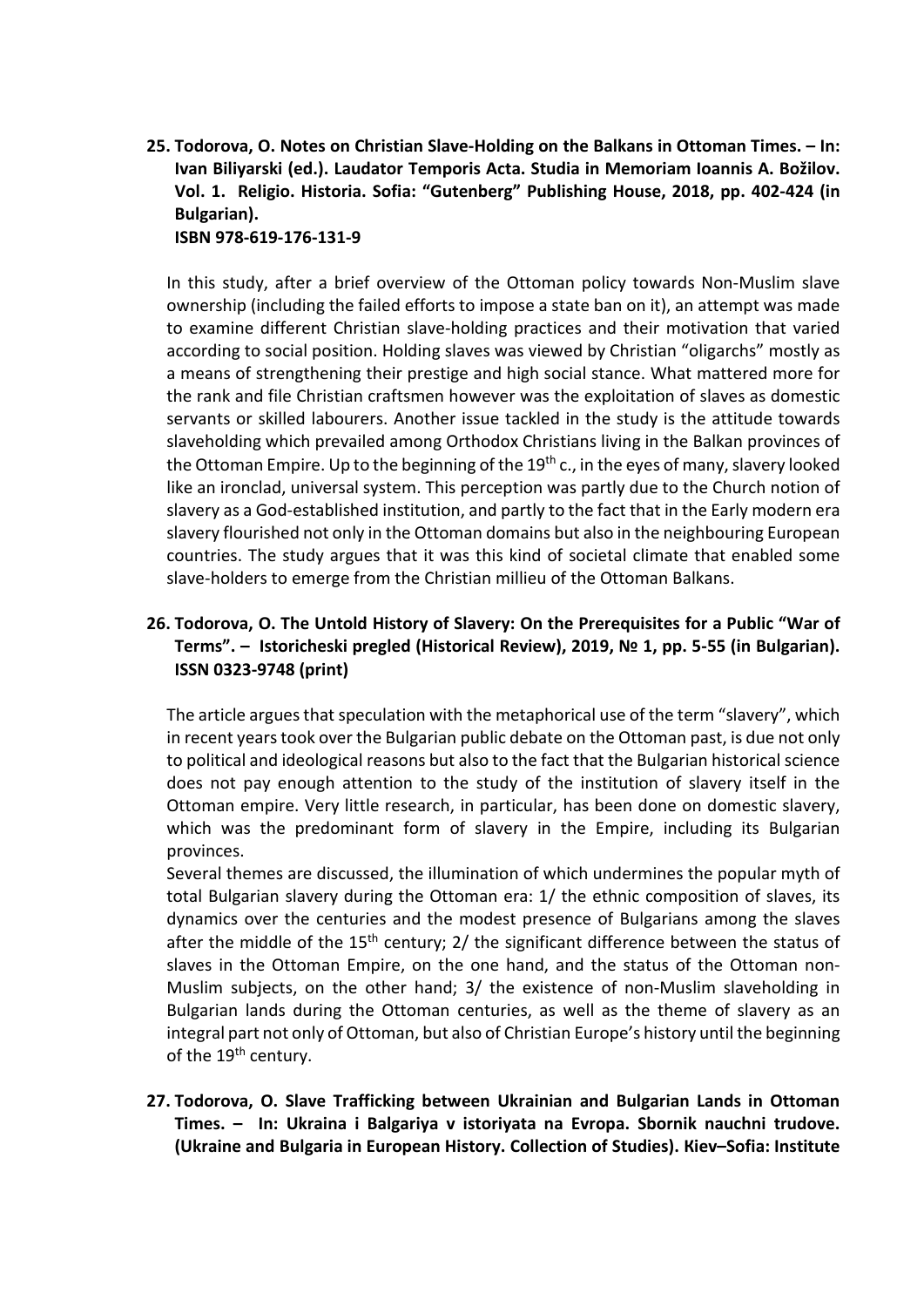**25. Todorova, O. Notes on Christian Slave-Holding on the Balkans in Ottoman Times. – In: Ivan Biliyarski (ed.). Laudator Temporis Acta. Studia in Memoriam Ioannis A. Božilov. Vol. 1. Religio. Historia. Sofia: "Gutenberg" Publishing House, 2018, pp. 402-424 (in Bulgarian).**
**ISBN 978-619-176-131-9**

In this study, after a brief overview of the Ottoman policy towards Non-Muslim slave ownership (including the failed efforts to impose a state ban on it), an attempt was made to examine different Christian slave-holding practices and their motivation that varied according to social position. Holding slaves was viewed by Christian "oligarchs" mostly as a means of strengthening their prestige and high social stance. What mattered more for the rank and file Christian craftsmen however was the exploitation of slaves as domestic servants or skilled labourers. Another issue tackled in the study is the attitude towards slaveholding which prevailed among Orthodox Christians living in the Balkan provinces of the Ottoman Empire. Up to the beginning of the 19th c., in the eyes of many, slavery looked like an ironclad, universal system. This perception was partly due to the Church notion of slavery as a God-established institution, and partly to the fact that in the Early modern era slavery flourished not only in the Ottoman domains but also in the neighbouring European countries. The study argues that it was this kind of societal climate that enabled some slave-holders to emerge from the Christian millieu of the Ottoman Balkans.

**26. Todorova, O. The Untold History of Slavery: On the Prerequisites for a Public "War of Terms". – Istoricheski pregled (Historical Review), 2019, № 1, pp. 5-55 (in Bulgarian). ISSN 0323-9748 (print)**

The article argues that speculation with the metaphorical use of the term "slavery", which in recent years took over the Bulgarian public debate on the Ottoman past, is due not only to political and ideological reasons but also to the fact that the Bulgarian historical science does not pay enough attention to the study of the institution of slavery itself in the Ottoman empire. Very little research, in particular, has been done on domestic slavery, which was the predominant form of slavery in the Empire, including its Bulgarian provinces.
Several themes are discussed, the illumination of which undermines the popular myth of total Bulgarian slavery during the Ottoman era: 1/ the ethnic composition of slaves, its dynamics over the centuries and the modest presence of Bulgarians among the slaves after the middle of the 15th century; 2/ the significant difference between the status of slaves in the Ottoman Empire, on the one hand, and the status of the Ottoman non-Muslim subjects, on the other hand; 3/ the existence of non-Muslim slaveholding in Bulgarian lands during the Ottoman centuries, as well as the theme of slavery as an integral part not only of Ottoman, but also of Christian Europe's history until the beginning of the 19th century.

**27. Todorova, O. Slave Trafficking between Ukrainian and Bulgarian Lands in Ottoman Times. – In: Ukraina i Balgariya v istoriyata na Evropa. Sbornik nauchni trudove. (Ukraine and Bulgaria in European History. Collection of Studies). Kiev–Sofia: Institute**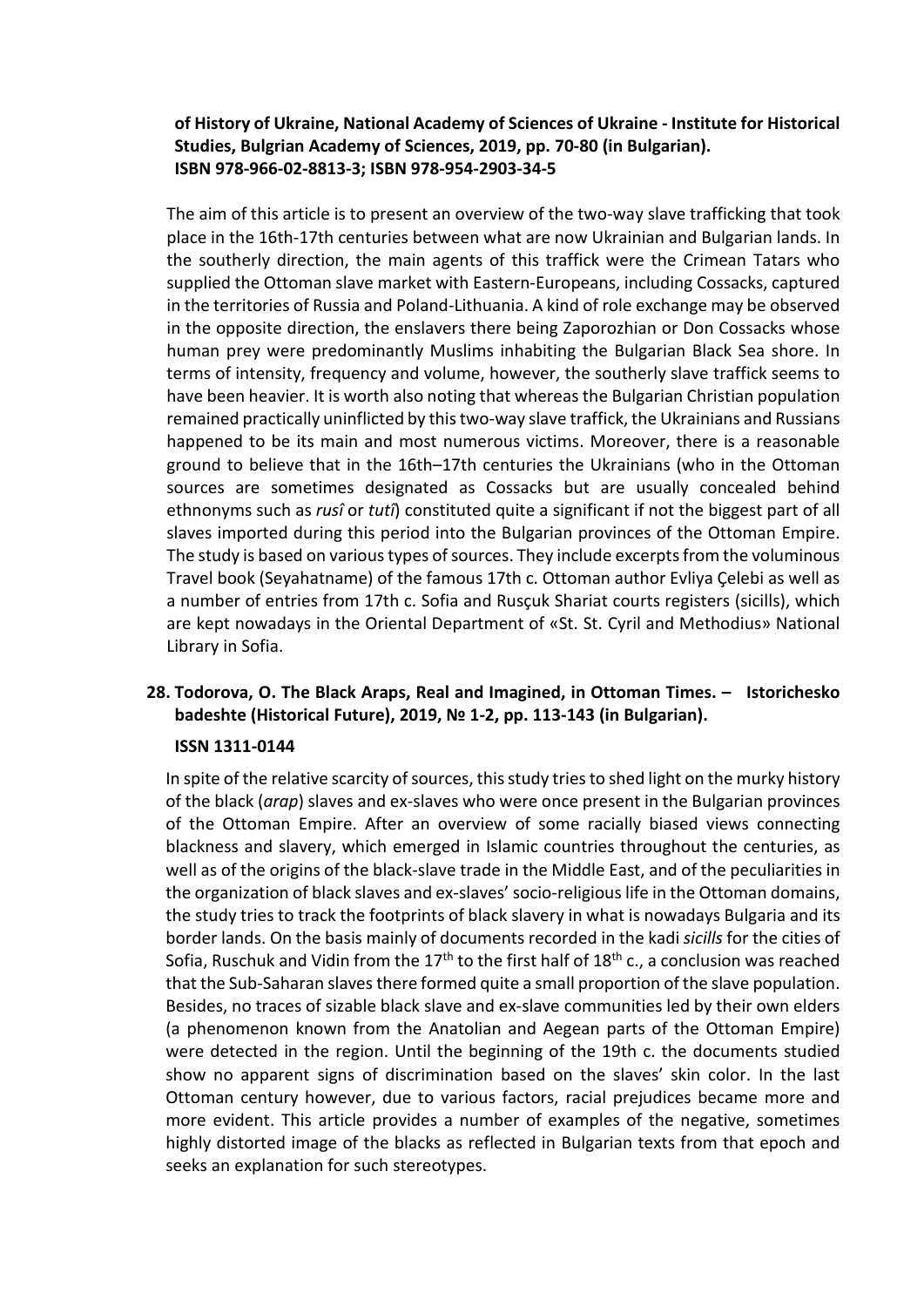**of History of Ukraine, National Academy of Sciences of Ukraine - Institute for Historical Studies, Bulgrian Academy of Sciences, 2019, pp. 70-80 (in Bulgarian). ISBN 978-966-02-8813-3; ISBN 978-954-2903-34-5**

The aim of this article is to present an overview of the two-way slave trafficking that took place in the 16th-17th centuries between what are now Ukrainian and Bulgarian lands. In the southerly direction, the main agents of this traffick were the Crimean Tatars who supplied the Ottoman slave market with Eastern-Europeans, including Cossacks, captured in the territories of Russia and Poland-Lithuania. A kind of role exchange may be observed in the opposite direction, the enslavers there being Zaporozhian or Don Cossacks whose human prey were predominantly Muslims inhabiting the Bulgarian Black Sea shore. In terms of intensity, frequency and volume, however, the southerly slave traffick seems to have been heavier. It is worth also noting that whereas the Bulgarian Christian population remained practically uninflicted by this two-way slave traffick, the Ukrainians and Russians happened to be its main and most numerous victims. Moreover, there is a reasonable ground to believe that in the 16th–17th centuries the Ukrainians (who in the Ottoman sources are sometimes designated as Cossacks but are usually concealed behind ethnonyms such as *rusî* or *tutî*) constituted quite a significant if not the biggest part of all slaves imported during this period into the Bulgarian provinces of the Ottoman Empire. The study is based on various types of sources. They include excerpts from the voluminous Travel book (Seyahatname) of the famous 17th c. Ottoman author Evliya Çelebi as well as a number of entries from 17th c. Sofia and Rusçuk Shariat courts registers (sicills), which are kept nowadays in the Oriental Department of «St. St. Cyril and Methodius» National Library in Sofia.

**28. Todorova, O. The Black Araps, Real and Imagined, in Ottoman Times. – Istorichesko badeshte (Historical Future), 2019, № 1-2, pp. 113-143 (in Bulgarian).**

**ISSN 1311-0144**

In spite of the relative scarcity of sources, this study tries to shed light on the murky history of the black (*arap*) slaves and ex-slaves who were once present in the Bulgarian provinces of the Ottoman Empire. After an overview of some racially biased views connecting blackness and slavery, which emerged in Islamic countries throughout the centuries, as well as of the origins of the black-slave trade in the Middle East, and of the peculiarities in the organization of black slaves and ex-slaves' socio-religious life in the Ottoman domains, the study tries to track the footprints of black slavery in what is nowadays Bulgaria and its border lands. On the basis mainly of documents recorded in the kadi *sicills* for the cities of Sofia, Ruschuk and Vidin from the 17th to the first half of 18th c., a conclusion was reached that the Sub-Saharan slaves there formed quite a small proportion of the slave population. Besides, no traces of sizable black slave and ex-slave communities led by their own elders (a phenomenon known from the Anatolian and Aegean parts of the Ottoman Empire) were detected in the region. Until the beginning of the 19th c. the documents studied show no apparent signs of discrimination based on the slaves' skin color. In the last Ottoman century however, due to various factors, racial prejudices became more and more evident. This article provides a number of examples of the negative, sometimes highly distorted image of the blacks as reflected in Bulgarian texts from that epoch and seeks an explanation for such stereotypes.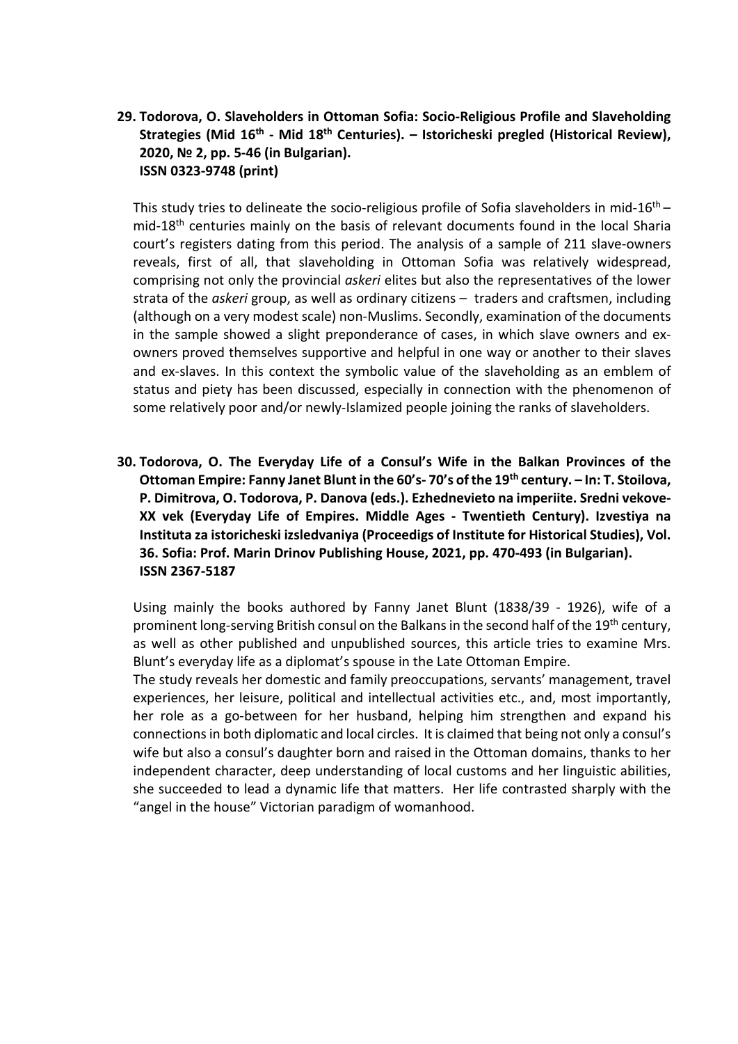29. **Todorova, O. Slaveholders in Ottoman Sofia: Socio-Religious Profile and Slaveholding Strategies (Mid 16$^{th}$ - Mid 18$^{th}$ Centuries). – Istoricheski pregled (Historical Review), 2020, № 2, pp. 5-46 (in Bulgarian).**
   **ISSN 0323-9748 (print)**

   This study tries to delineate the socio-religious profile of Sofia slaveholders in mid-16$^{th}$ – mid-18$^{th}$ centuries mainly on the basis of relevant documents found in the local Sharia court's registers dating from this period. The analysis of a sample of 211 slave-owners reveals, first of all, that slaveholding in Ottoman Sofia was relatively widespread, comprising not only the provincial *askeri* elites but also the representatives of the lower strata of the *askeri* group, as well as ordinary citizens – traders and craftsmen, including (although on a very modest scale) non-Muslims. Secondly, examination of the documents in the sample showed a slight preponderance of cases, in which slave owners and ex-owners proved themselves supportive and helpful in one way or another to their slaves and ex-slaves. In this context the symbolic value of the slaveholding as an emblem of status and piety has been discussed, especially in connection with the phenomenon of some relatively poor and/or newly-Islamized people joining the ranks of slaveholders.

30. **Todorova, O. The Everyday Life of a Consul's Wife in the Balkan Provinces of the Ottoman Empire: Fanny Janet Blunt in the 60's- 70's of the 19$^{th}$ century. – In: T. Stoilova, P. Dimitrova, O. Todorova, P. Danova (eds.). Ezhednevieto na imperiite. Sredni vekove-XX vek (Everyday Life of Empires. Middle Ages - Twentieth Century). Izvestiya na Instituta za istoricheski izsledvaniya (Proceedigs of Institute for Historical Studies), Vol. 36. Sofia: Prof. Marin Drinov Publishing House, 2021, pp. 470-493 (in Bulgarian).**
   **ISSN 2367-5187**

   Using mainly the books authored by Fanny Janet Blunt (1838/39 - 1926), wife of a prominent long-serving British consul on the Balkans in the second half of the 19$^{th}$ century, as well as other published and unpublished sources, this article tries to examine Mrs. Blunt's everyday life as a diplomat's spouse in the Late Ottoman Empire.

   The study reveals her domestic and family preoccupations, servants' management, travel experiences, her leisure, political and intellectual activities etc., and, most importantly, her role as a go-between for her husband, helping him strengthen and expand his connections in both diplomatic and local circles. It is claimed that being not only a consul's wife but also a consul's daughter born and raised in the Ottoman domains, thanks to her independent character, deep understanding of local customs and her linguistic abilities, she succeeded to lead a dynamic life that matters. Her life contrasted sharply with the "angel in the house" Victorian paradigm of womanhood.